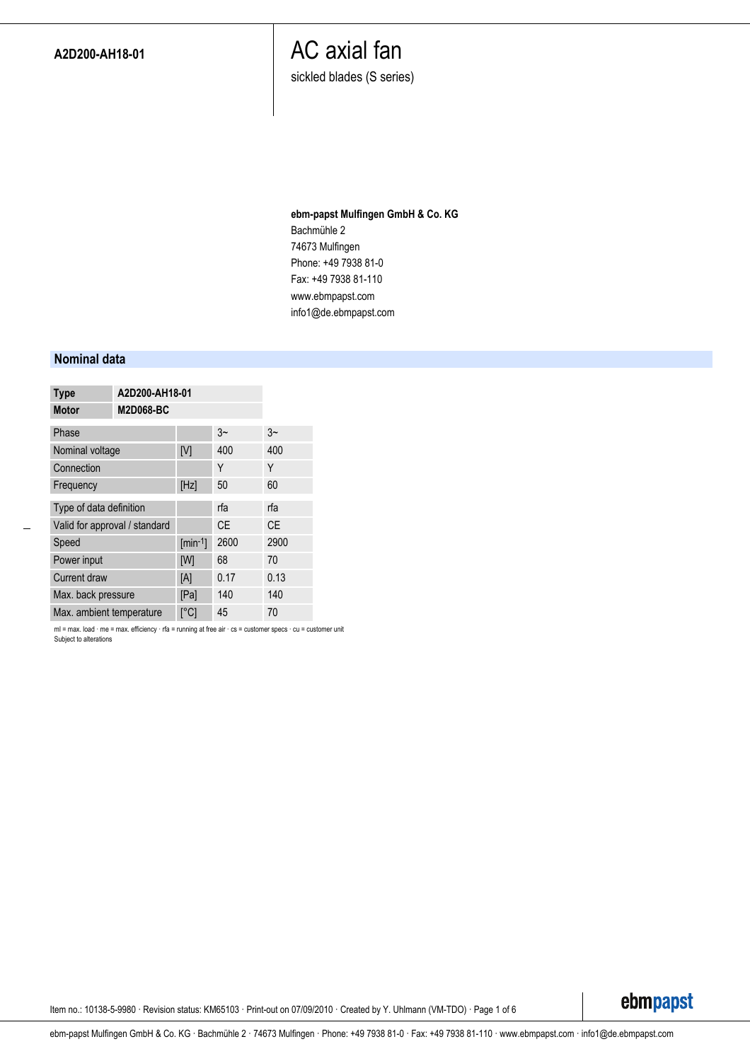**A2D200-AH18-01**

# AC axial fan

sickled blades (S series)

**ebm-papst Mulfingen GmbH & Co. KG**
Bachmühle 2
74673 Mulfingen
Phone: +49 7938 81-0
Fax: +49 7938 81-110
www.ebmpapst.com
info1@de.ebmpapst.com

## Nominal data

| **Type** | **A2D200-AH18-01** |
|---|---|
| **Motor** | **M2D068-BC** |

| | | | |
|---|---|---|---|
| Phase | | 3~ | 3~ |
| Nominal voltage | [V] | 400 | 400 |
| Connection | | Y | Y |
| Frequency | [Hz] | 50 | 60 |
| Type of data definition | | rfa | rfa |
| Valid for approval / standard | | CE | CE |
| Speed | [min$^{-1}$] | 2600 | 2900 |
| Power input | [W] | 68 | 70 |
| Current draw | [A] | 0.17 | 0.13 |
| Max. back pressure | [Pa] | 140 | 140 |
| Max. ambient temperature | [°C] | 45 | 70 |

ml = max. load · me = max. efficiency · rfa = running at free air · cs = customer specs · cu = customer unit
Subject to alterations

Item no.: 10138-5-9980 · Revision status: KM65103 · Print-out on 07/09/2010 · Created by Y. Uhlmann (VM-TDO)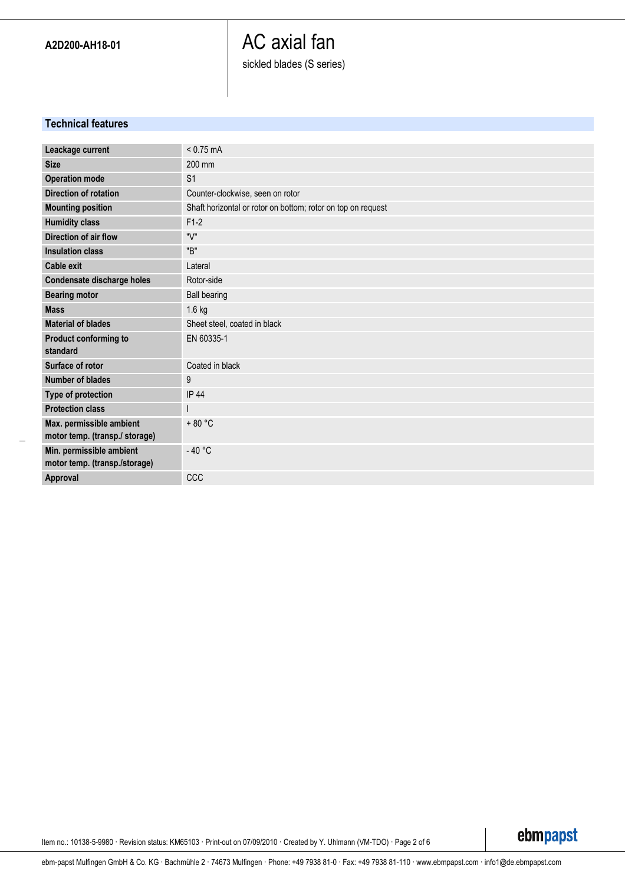A2D200-AH18-01

# AC axial fan

sickled blades (S series)

## Technical features

| | |
|---|---|
| **Leackage current** | < 0.75 mA |
| **Size** | 200 mm |
| **Operation mode** | S1 |
| **Direction of rotation** | Counter-clockwise, seen on rotor |
| **Mounting position** | Shaft horizontal or rotor on bottom; rotor on top on request |
| **Humidity class** | F1-2 |
| **Direction of air flow** | "V" |
| **Insulation class** | "B" |
| **Cable exit** | Lateral |
| **Condensate discharge holes** | Rotor-side |
| **Bearing motor** | Ball bearing |
| **Mass** | 1.6 kg |
| **Material of blades** | Sheet steel, coated in black |
| **Product conforming to standard** | EN 60335-1 |
| **Surface of rotor** | Coated in black |
| **Number of blades** | 9 |
| **Type of protection** | IP 44 |
| **Protection class** | I |
| **Max. permissible ambient motor temp. (transp./ storage)** | + 80 °C |
| **Min. permissible ambient motor temp. (transp./storage)** | - 40 °C |
| **Approval** | CCC |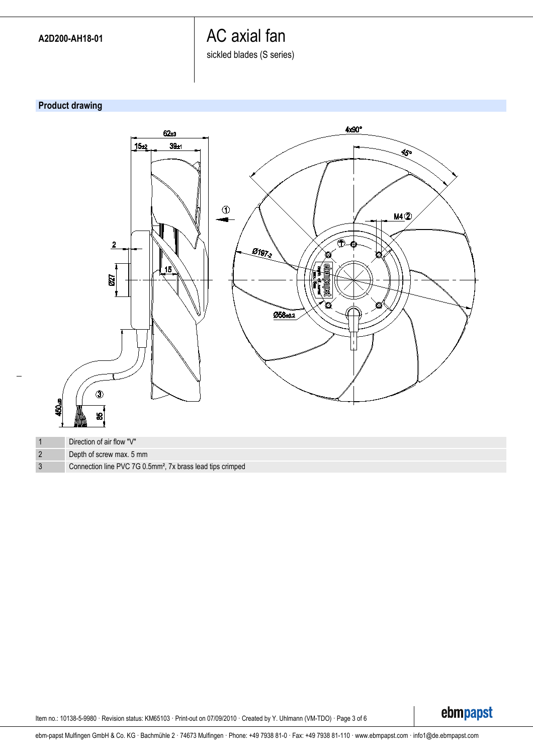A2D200-AH18-01

# AC axial fan

sickled blades (S series)

## Product drawing

| 1 | Direction of air flow "V" |
|---|---|
| 2 | Depth of screw max. 5 mm |
| 3 | Connection line PVC 7G 0.5mm², 7x brass lead tips crimped |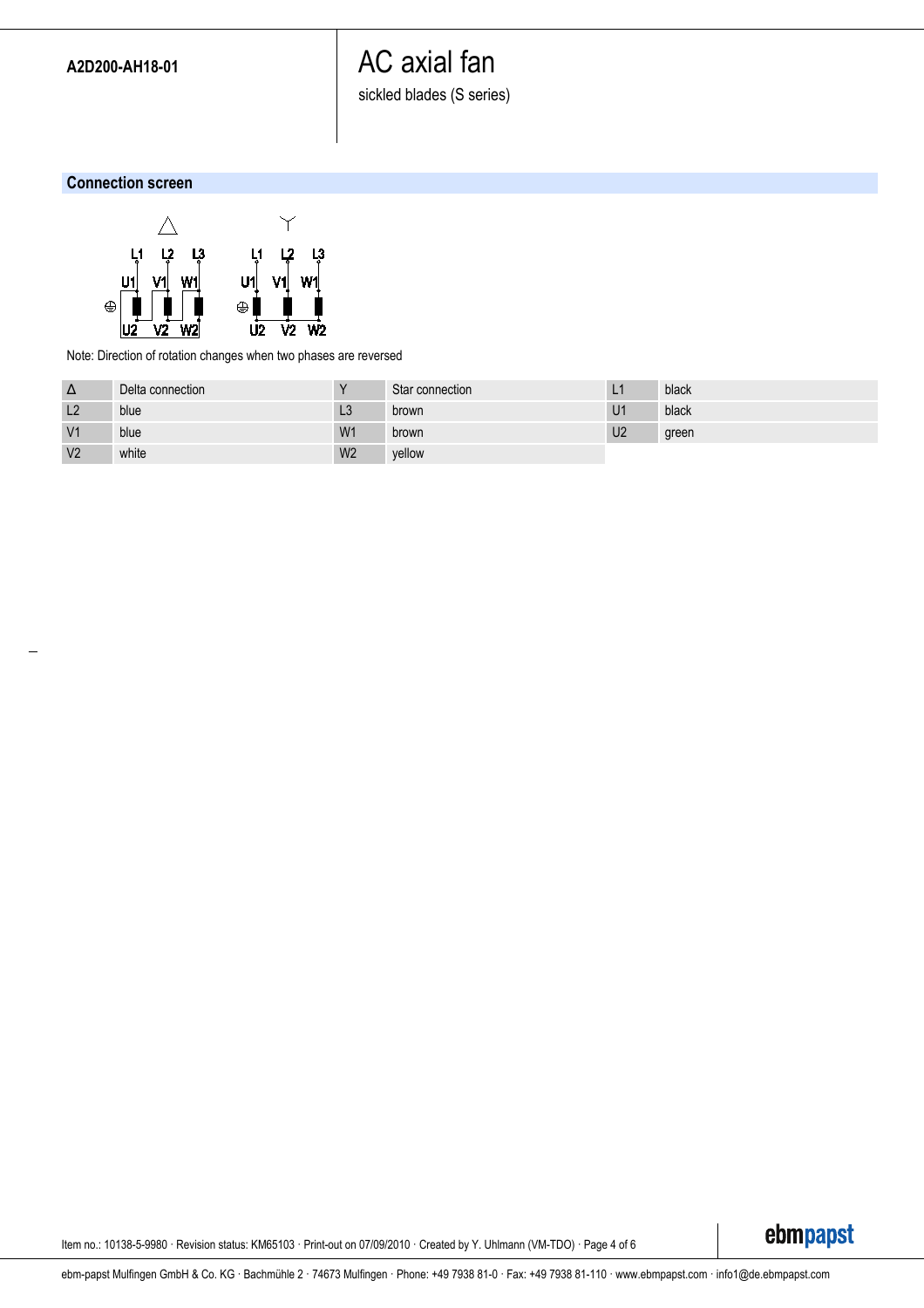A2D200-AH18-01

# AC axial fan

sickled blades (S series)

## Connection screen

Note: Direction of rotation changes when two phases are reversed

| Δ | Delta connection | Y | Star connection | L1 | black |
|---|---|---|---|---|---|
| L2 | blue | L3 | brown | U1 | black |
| V1 | blue | W1 | brown | U2 | green |
| V2 | white | W2 | yellow | | |

Item no.: 10138-5-9980 · Revision status: KM65103 · Print-out on 07/09/2010 · Created by Y. Uhlmann (VM-TDO)

ebm-papst Mulfingen GmbH & Co. KG · Bachmühle 2 · 74673 Mulfingen · Phone: +49 7938 81-0 · Fax: +49 7938 81-110 · www.ebmpapst.com · info1@de.ebmpapst.com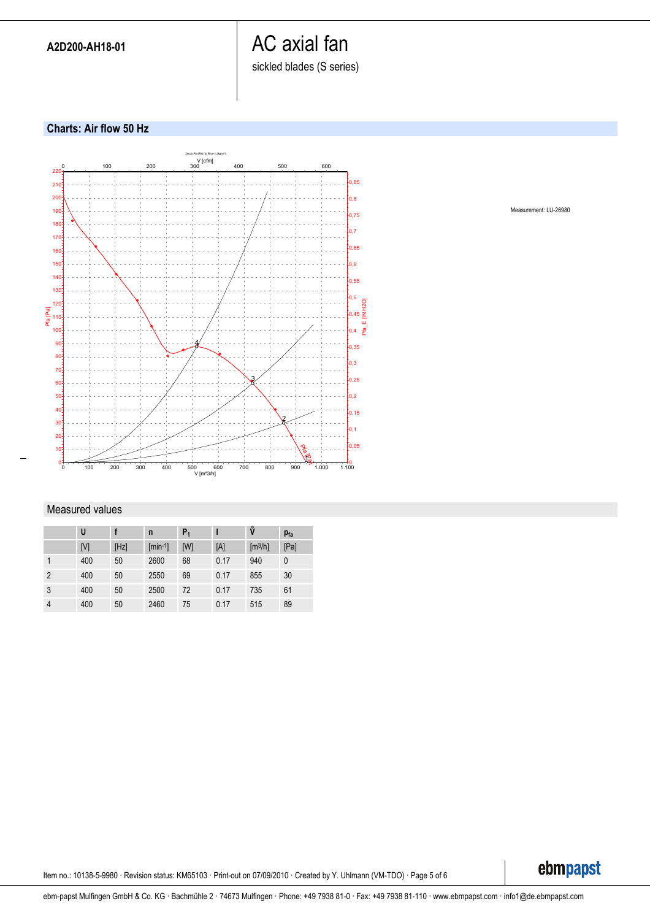A2D200-AH18-01

# AC axial fan

sickled blades (S series)

## Charts: Air flow 50 Hz

Measurement: LU-26980

## Measured values

| | U | f | n | $P_1$ | I | $\dot{V}$ | $p_{fa}$ |
|---|---|---|---|---|---|---|---|
| | [V] | [Hz] | [min⁻¹] | [W] | [A] | [m³/h] | [Pa] |
| 1 | 400 | 50 | 2600 | 68 | 0.17 | 940 | 0 |
| 2 | 400 | 50 | 2550 | 69 | 0.17 | 855 | 30 |
| 3 | 400 | 50 | 2500 | 72 | 0.17 | 735 | 61 |
| 4 | 400 | 50 | 2460 | 75 | 0.17 | 515 | 89 |

Item no.: 10138-5-9980 · Revision status: KM65103 · Print-out on 07/09/2010 · Created by Y. Uhlmann (VM-TDO) · Page 5 of 6

ebm-papst Mulfingen GmbH & Co. KG · Bachmühle 2 · 74673 Mulfingen · Phone: +49 7938 81-0 · Fax: +49 7938 81-110 · www.ebmpapst.com · info1@de.ebmpapst.com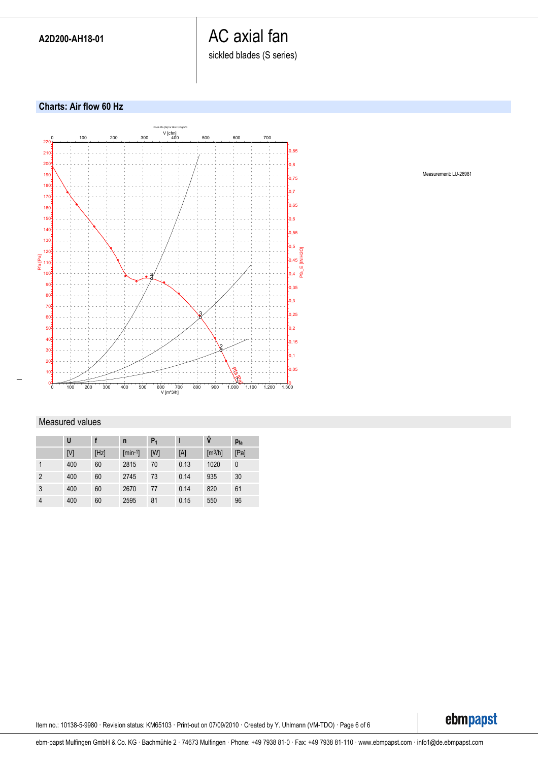A2D200-AH18-01

# AC axial fan

sickled blades (S series)

## Charts: Air flow 60 Hz

Measurement: LU-26981

## Measured values

| | U | f | n | $P_1$ | I | $\dot{V}$ | $p_{fa}$ |
|---|---|---|---|---|---|---|---|
| | [V] | [Hz] | [min-1] | [W] | [A] | [m3/h] | [Pa] |
| 1 | 400 | 60 | 2815 | 70 | 0.13 | 1020 | 0 |
| 2 | 400 | 60 | 2745 | 73 | 0.14 | 935 | 30 |
| 3 | 400 | 60 | 2670 | 77 | 0.14 | 820 | 61 |
| 4 | 400 | 60 | 2595 | 81 | 0.15 | 550 | 96 |

Item no.: 10138-5-9980 · Revision status: KM65103 · Print-out on 07/09/2010 · Created by Y. Uhlmann (VM-TDO)

ebm-papst Mulfingen GmbH & Co. KG · Bachmühle 2 · 74673 Mulfingen · Phone: +49 7938 81-0 · Fax: +49 7938 81-110 · www.ebmpapst.com · info1@de.ebmpapst.com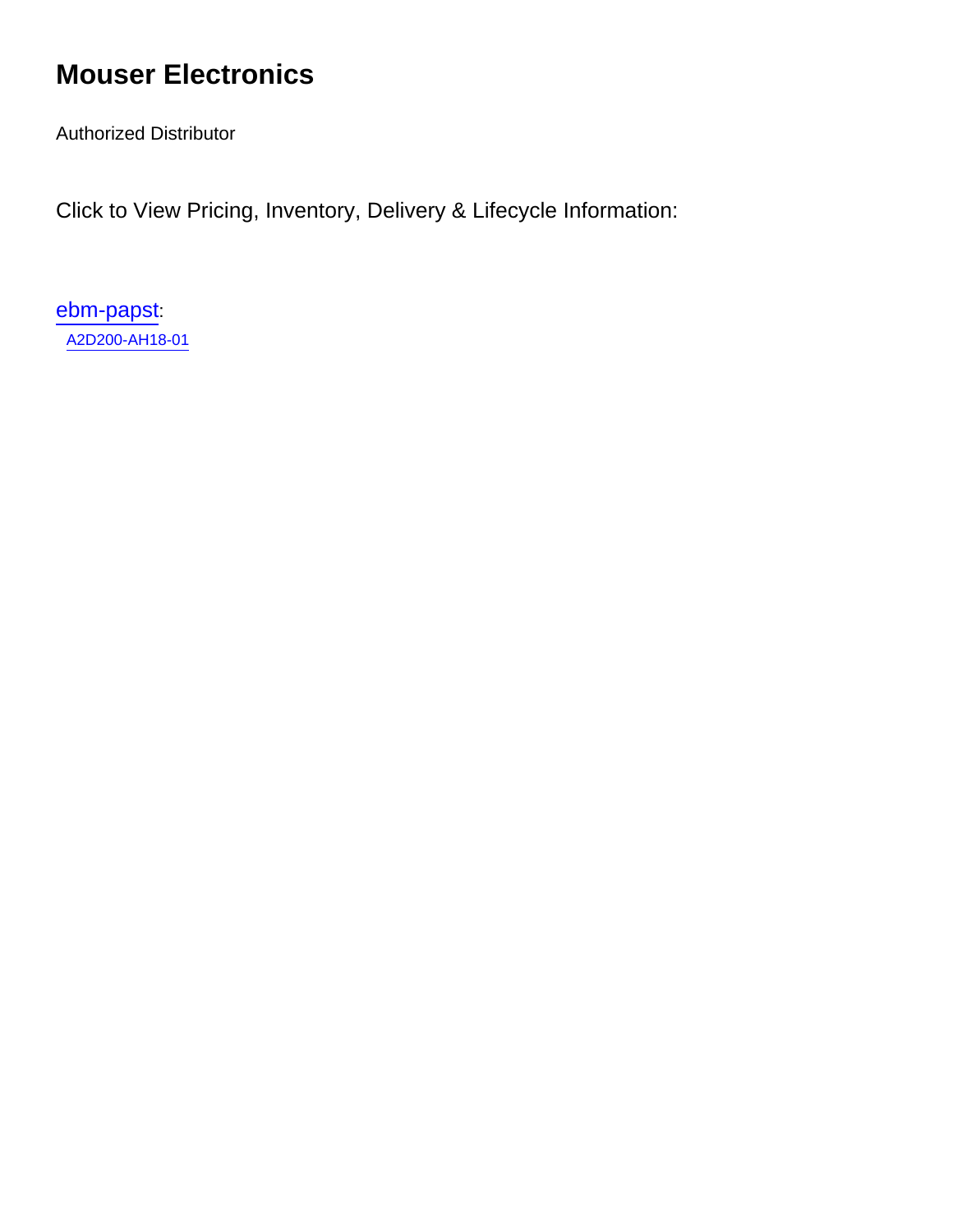# Mouser Electronics

Authorized Distributor

Click to View Pricing, Inventory, Delivery & Lifecycle Information:

ebm-papst:

A2D200-AH18-01